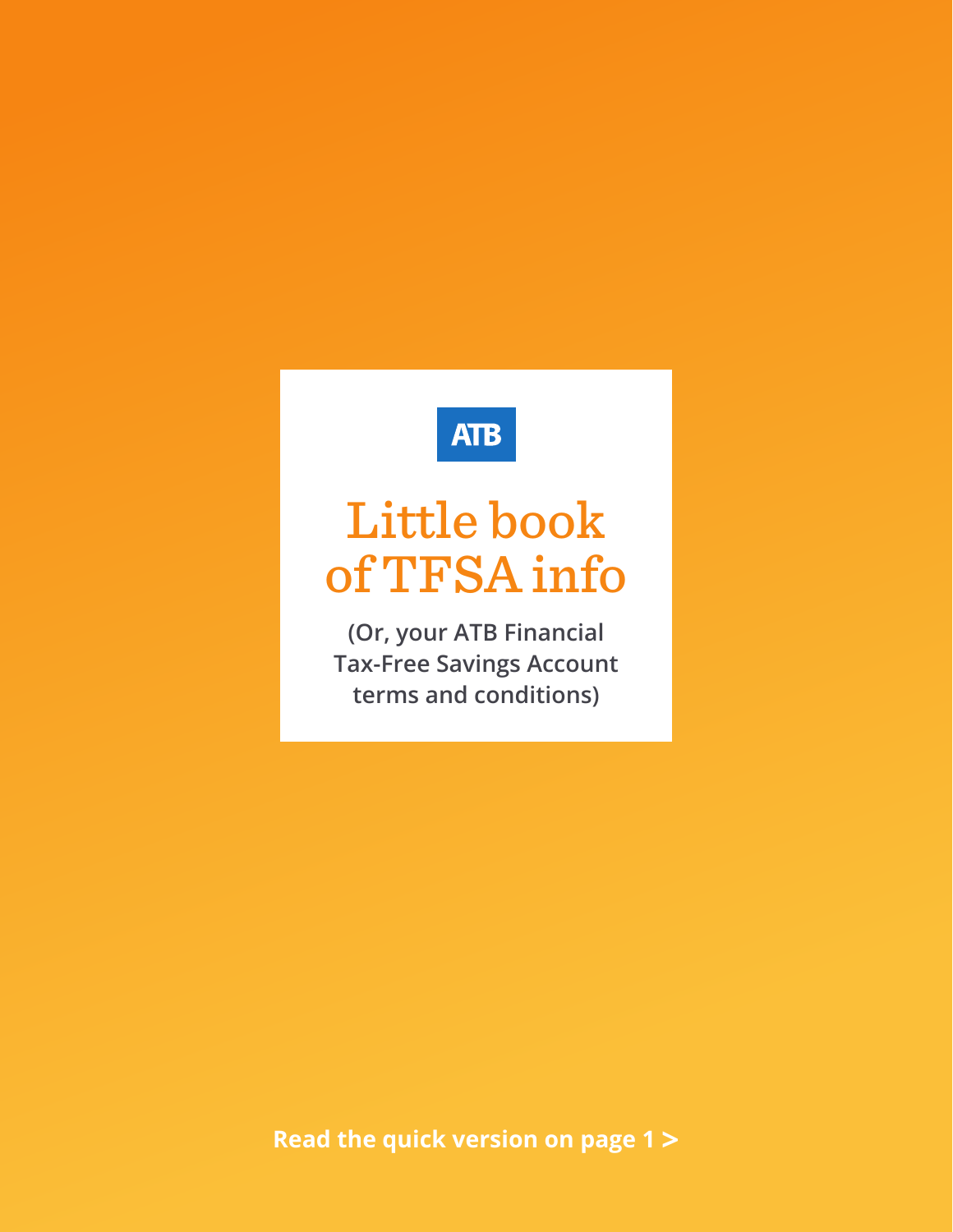ATB

# Little book of TFSA info

**(Or, your ATB Financial Tax-Free Savings Account terms and conditions)**

**Read the quick version on page 1 >**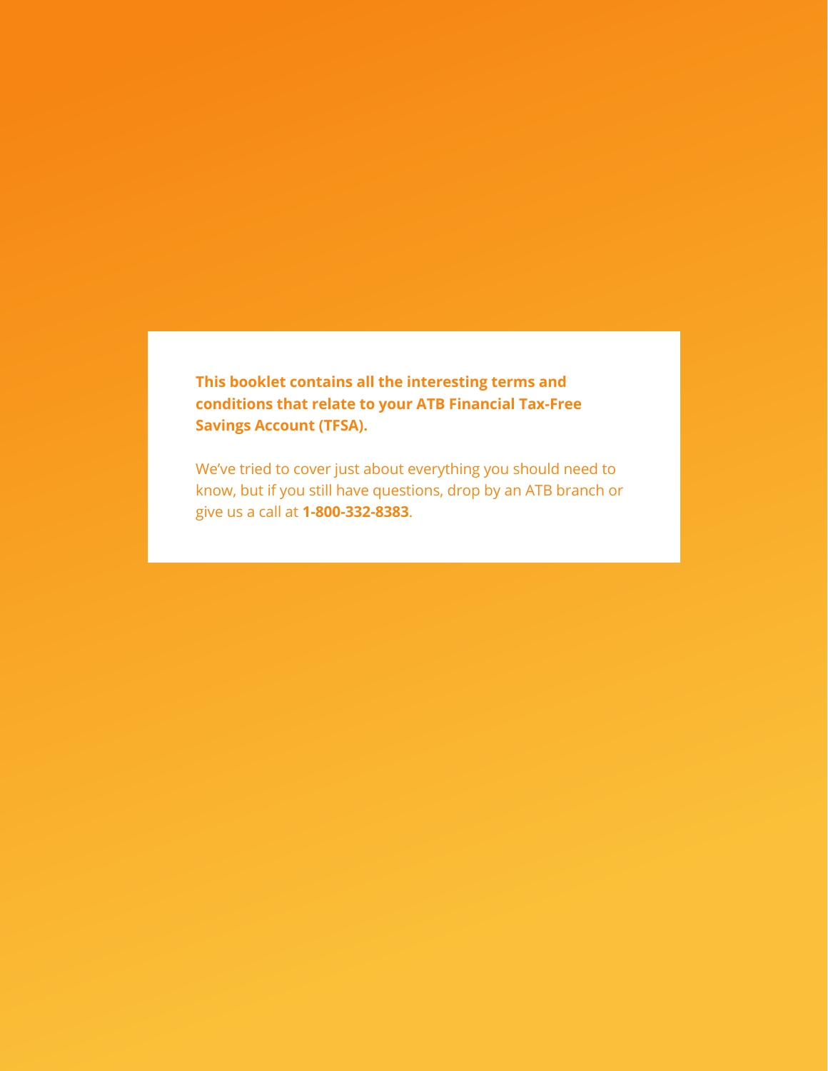**This booklet contains all the interesting terms and conditions that relate to your ATB Financial Tax-Free Savings Account (TFSA).**

We've tried to cover just about everything you should need to know, but if you still have questions, drop by an ATB branch or give us a call at **1-800-332-8383**.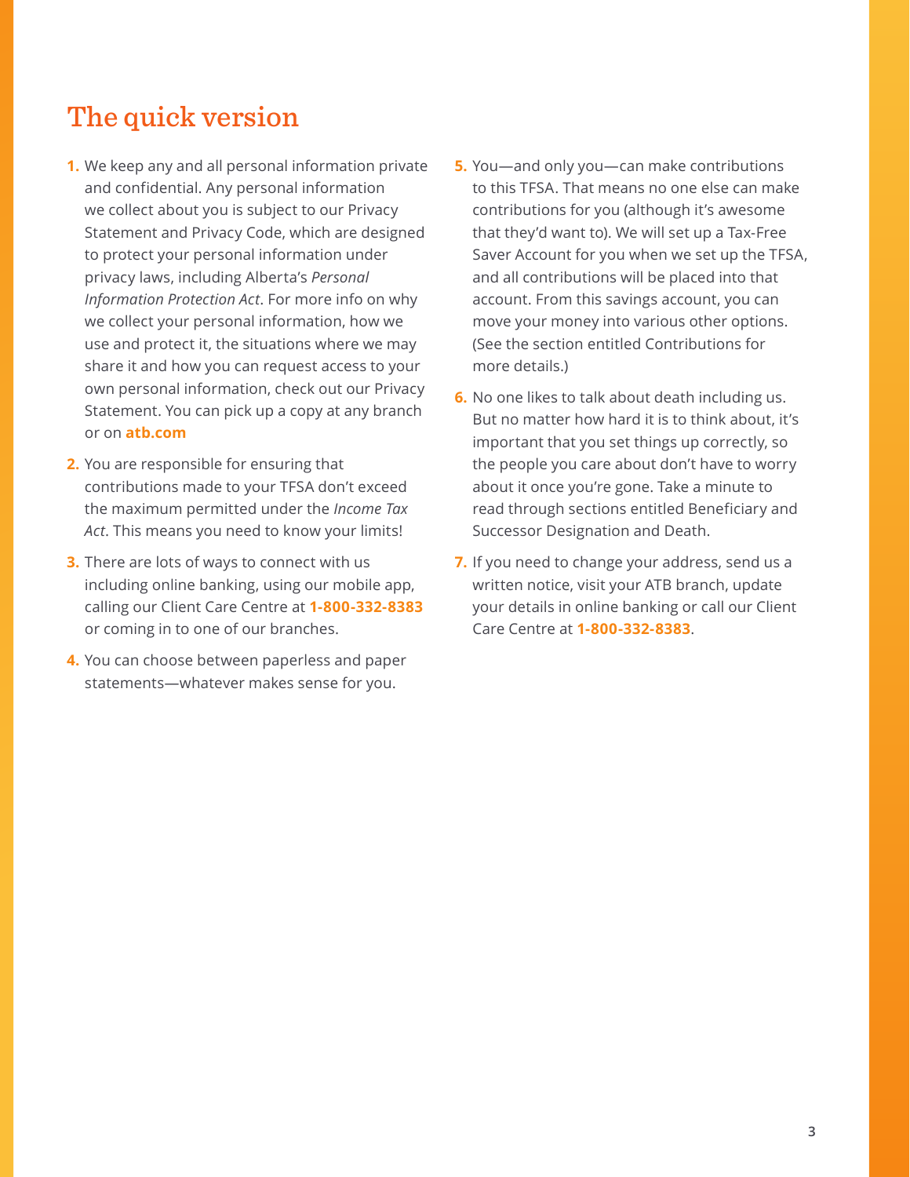## The quick version

1. We keep any and all personal information private and confidential. Any personal information we collect about you is subject to our Privacy Statement and Privacy Code, which are designed to protect your personal information under privacy laws, including Alberta's *Personal Information Protection Act*. For more info on why we collect your personal information, how we use and protect it, the situations where we may share it and how you can request access to your own personal information, check out our Privacy Statement. You can pick up a copy at any branch or on **atb.com**
2. You are responsible for ensuring that contributions made to your TFSA don't exceed the maximum permitted under the *Income Tax Act*. This means you need to know your limits!
3. There are lots of ways to connect with us including online banking, using our mobile app, calling our Client Care Centre at **1-800-332-8383** or coming in to one of our branches.
4. You can choose between paperless and paper statements—whatever makes sense for you.
5. You—and only you—can make contributions to this TFSA. That means no one else can make contributions for you (although it's awesome that they'd want to). We will set up a Tax-Free Saver Account for you when we set up the TFSA, and all contributions will be placed into that account. From this savings account, you can move your money into various other options. (See the section entitled Contributions for more details.)
6. No one likes to talk about death including us. But no matter how hard it is to think about, it's important that you set things up correctly, so the people you care about don't have to worry about it once you're gone. Take a minute to read through sections entitled Beneficiary and Successor Designation and Death.
7. If you need to change your address, send us a written notice, visit your ATB branch, update your details in online banking or call our Client Care Centre at **1-800-332-8383**.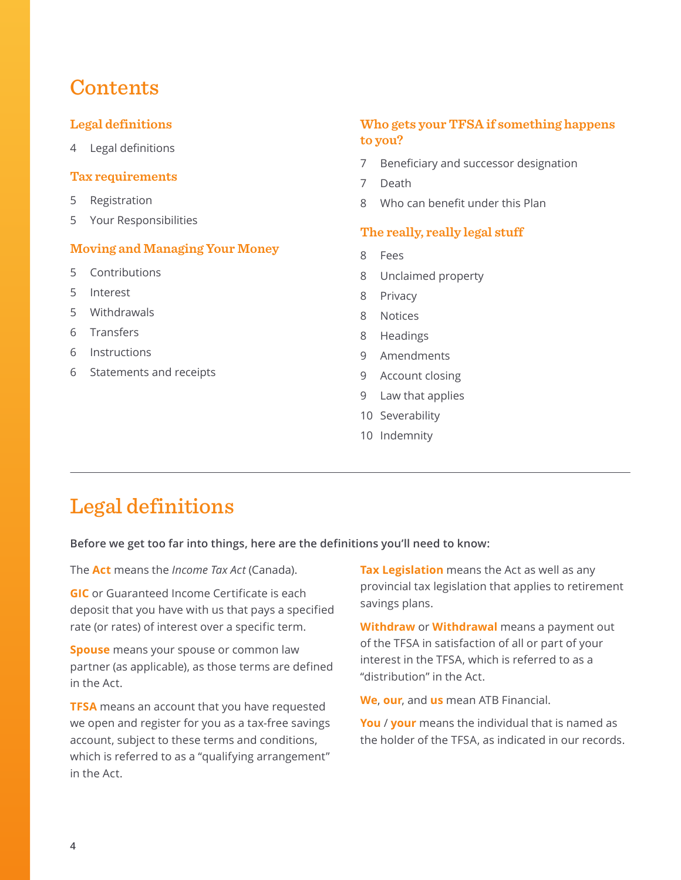# Contents

### Legal definitions

4 Legal definitions

### Tax requirements

5 Registration

5 Your Responsibilities

### Moving and Managing Your Money

5 Contributions

5 Interest

5 Withdrawals

6 Transfers

6 Instructions

6 Statements and receipts

### Who gets your TFSA if something happens to you?

7 Beneficiary and successor designation

7 Death

8 Who can benefit under this Plan

### The really, really legal stuff

8 Fees

8 Unclaimed property

8 Privacy

8 Notices

8 Headings

9 Amendments

9 Account closing

9 Law that applies

10 Severability

10 Indemnity

---

# Legal definitions

**Before we get too far into things, here are the definitions you'll need to know:**

The **Act** means the *Income Tax Act* (Canada).

**GIC** or Guaranteed Income Certificate is each deposit that you have with us that pays a specified rate (or rates) of interest over a specific term.

**Spouse** means your spouse or common law partner (as applicable), as those terms are defined in the Act.

**TFSA** means an account that you have requested we open and register for you as a tax-free savings account, subject to these terms and conditions, which is referred to as a "qualifying arrangement" in the Act.

**Tax Legislation** means the Act as well as any provincial tax legislation that applies to retirement savings plans.

**Withdraw** or **Withdrawal** means a payment out of the TFSA in satisfaction of all or part of your interest in the TFSA, which is referred to as a "distribution" in the Act.

**We**, **our**, and **us** mean ATB Financial.

**You** / **your** means the individual that is named as the holder of the TFSA, as indicated in our records.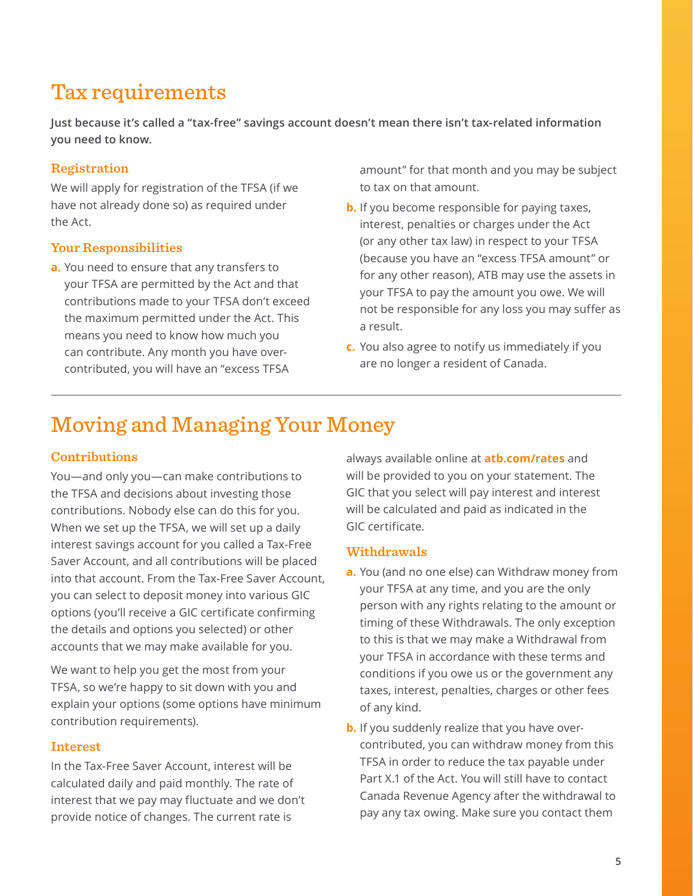# Tax requirements

**Just because it's called a "tax-free" savings account doesn't mean there isn't tax-related information you need to know.**

### Registration

We will apply for registration of the TFSA (if we have not already done so) as required under the Act.

### Your Responsibilities

**a.** You need to ensure that any transfers to your TFSA are permitted by the Act and that contributions made to your TFSA don't exceed the maximum permitted under the Act. This means you need to know how much you can contribute. Any month you have over-contributed, you will have an "excess TFSA amount" for that month and you may be subject to tax on that amount.

**b.** If you become responsible for paying taxes, interest, penalties or charges under the Act (or any other tax law) in respect to your TFSA (because you have an "excess TFSA amount" or for any other reason), ATB may use the assets in your TFSA to pay the amount you owe. We will not be responsible for any loss you may suffer as a result.

**c.** You also agree to notify us immediately if you are no longer a resident of Canada.

---

# Moving and Managing Your Money

### Contributions

You—and only you—can make contributions to the TFSA and decisions about investing those contributions. Nobody else can do this for you. When we set up the TFSA, we will set up a daily interest savings account for you called a Tax-Free Saver Account, and all contributions will be placed into that account. From the Tax-Free Saver Account, you can select to deposit money into various GIC options (you'll receive a GIC certificate confirming the details and options you selected) or other accounts that we may make available for you.

We want to help you get the most from your TFSA, so we're happy to sit down with you and explain your options (some options have minimum contribution requirements).

### Interest

In the Tax-Free Saver Account, interest will be calculated daily and paid monthly. The rate of interest that we pay may fluctuate and we don't provide notice of changes. The current rate is always available online at **atb.com/rates** and will be provided to you on your statement. The GIC that you select will pay interest and interest will be calculated and paid as indicated in the GIC certificate.

### Withdrawals

**a.** You (and no one else) can Withdraw money from your TFSA at any time, and you are the only person with any rights relating to the amount or timing of these Withdrawals. The only exception to this is that we may make a Withdrawal from your TFSA in accordance with these terms and conditions if you owe us or the government any taxes, interest, penalties, charges or other fees of any kind.

**b.** If you suddenly realize that you have over-contributed, you can withdraw money from this TFSA in order to reduce the tax payable under Part X.1 of the Act. You will still have to contact Canada Revenue Agency after the withdrawal to pay any tax owing. Make sure you contact them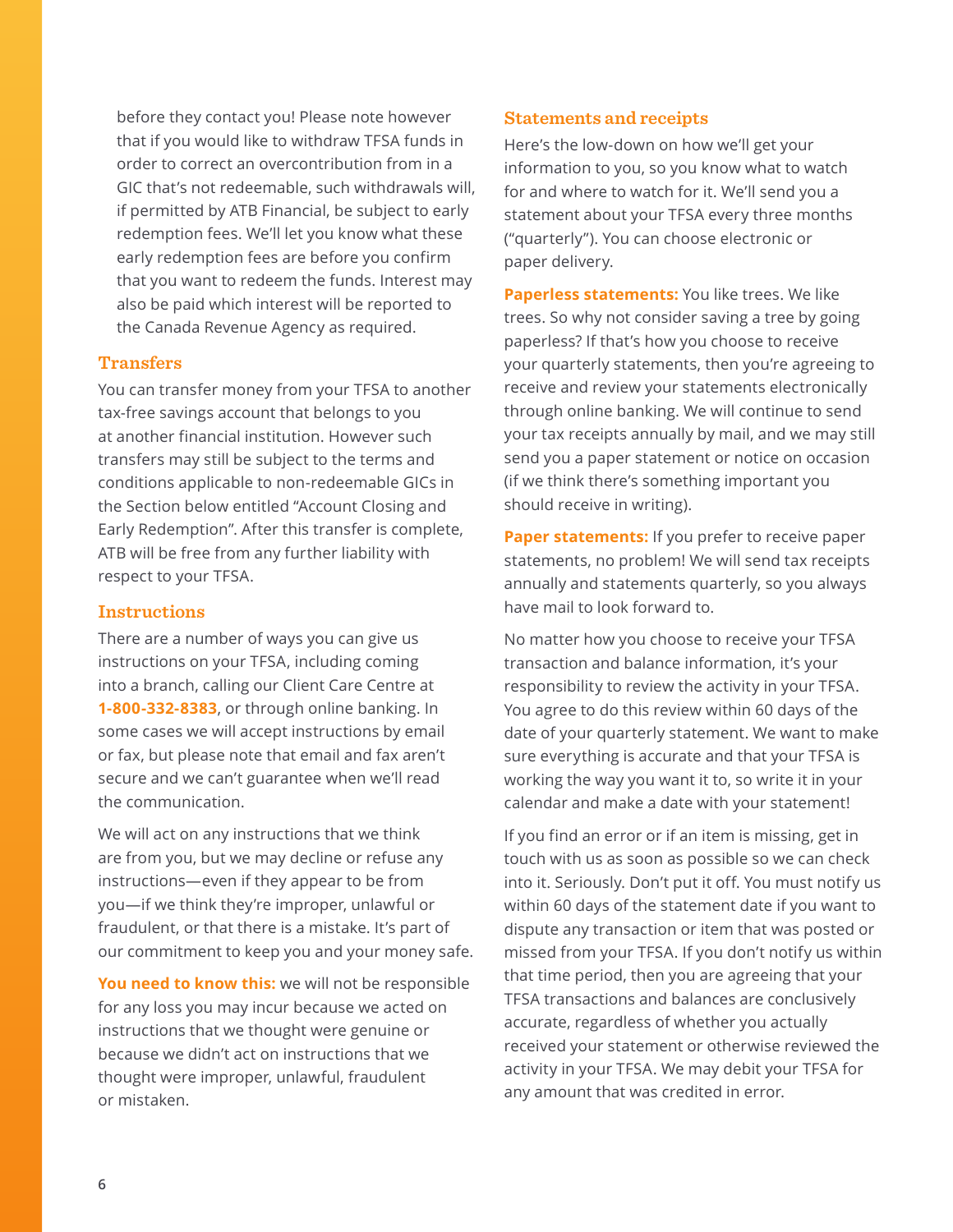before they contact you! Please note however that if you would like to withdraw TFSA funds in order to correct an overcontribution from in a GIC that's not redeemable, such withdrawals will, if permitted by ATB Financial, be subject to early redemption fees. We'll let you know what these early redemption fees are before you confirm that you want to redeem the funds. Interest may also be paid which interest will be reported to the Canada Revenue Agency as required.

## Transfers

You can transfer money from your TFSA to another tax-free savings account that belongs to you at another financial institution. However such transfers may still be subject to the terms and conditions applicable to non-redeemable GICs in the Section below entitled "Account Closing and Early Redemption". After this transfer is complete, ATB will be free from any further liability with respect to your TFSA.

## Instructions

There are a number of ways you can give us instructions on your TFSA, including coming into a branch, calling our Client Care Centre at **1-800-332-8383**, or through online banking. In some cases we will accept instructions by email or fax, but please note that email and fax aren't secure and we can't guarantee when we'll read the communication.

We will act on any instructions that we think are from you, but we may decline or refuse any instructions—even if they appear to be from you—if we think they're improper, unlawful or fraudulent, or that there is a mistake. It's part of our commitment to keep you and your money safe.

**You need to know this:** we will not be responsible for any loss you may incur because we acted on instructions that we thought were genuine or because we didn't act on instructions that we thought were improper, unlawful, fraudulent or mistaken.

## Statements and receipts

Here's the low-down on how we'll get your information to you, so you know what to watch for and where to watch for it. We'll send you a statement about your TFSA every three months ("quarterly"). You can choose electronic or paper delivery.

**Paperless statements:** You like trees. We like trees. So why not consider saving a tree by going paperless? If that's how you choose to receive your quarterly statements, then you're agreeing to receive and review your statements electronically through online banking. We will continue to send your tax receipts annually by mail, and we may still send you a paper statement or notice on occasion (if we think there's something important you should receive in writing).

**Paper statements:** If you prefer to receive paper statements, no problem! We will send tax receipts annually and statements quarterly, so you always have mail to look forward to.

No matter how you choose to receive your TFSA transaction and balance information, it's your responsibility to review the activity in your TFSA. You agree to do this review within 60 days of the date of your quarterly statement. We want to make sure everything is accurate and that your TFSA is working the way you want it to, so write it in your calendar and make a date with your statement!

If you find an error or if an item is missing, get in touch with us as soon as possible so we can check into it. Seriously. Don't put it off. You must notify us within 60 days of the statement date if you want to dispute any transaction or item that was posted or missed from your TFSA. If you don't notify us within that time period, then you are agreeing that your TFSA transactions and balances are conclusively accurate, regardless of whether you actually received your statement or otherwise reviewed the activity in your TFSA. We may debit your TFSA for any amount that was credited in error.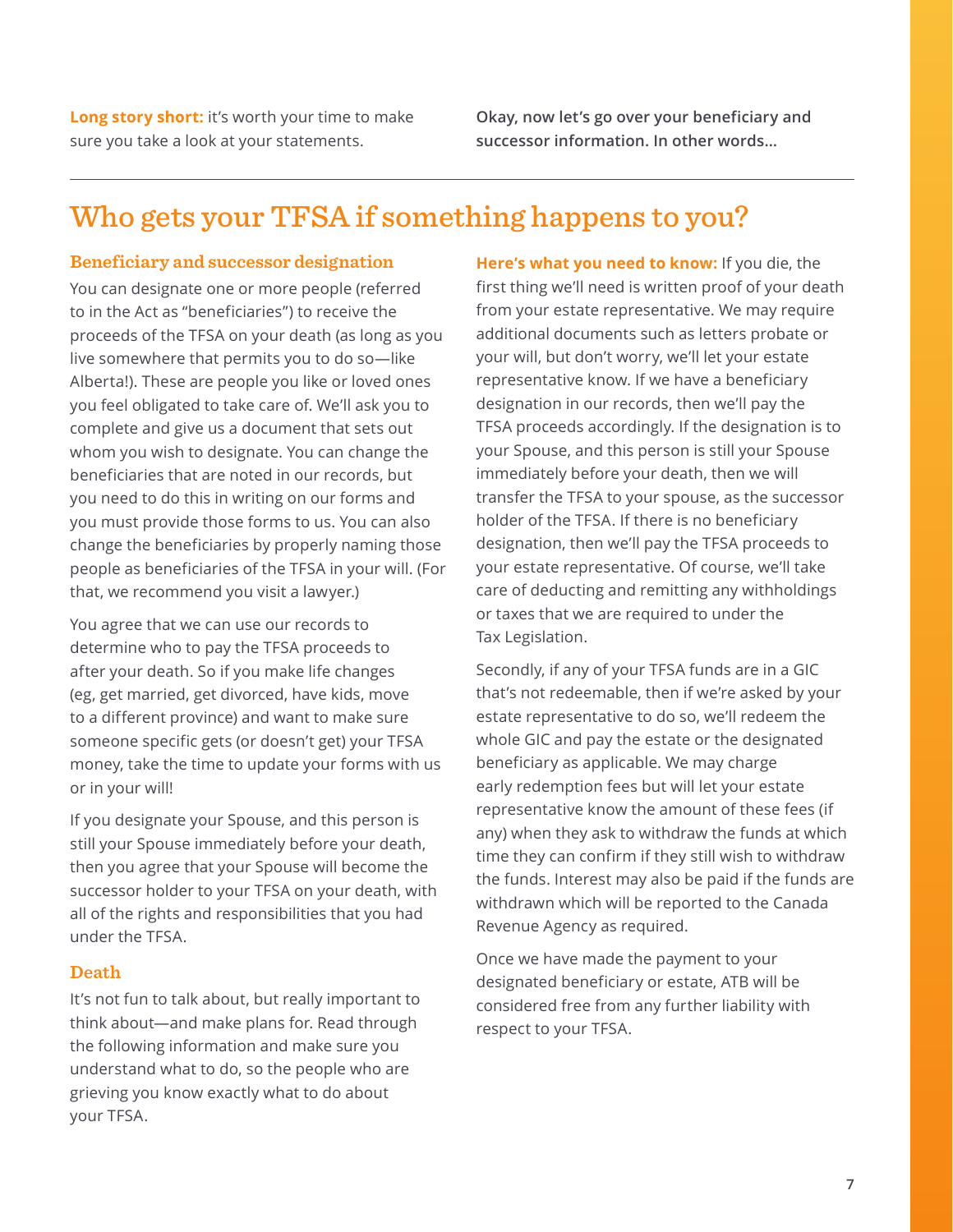**Long story short:** it's worth your time to make sure you take a look at your statements.

**Okay, now let's go over your beneficiary and successor information. In other words…**

## Who gets your TFSA if something happens to you?

### Beneficiary and successor designation

You can designate one or more people (referred to in the Act as "beneficiaries") to receive the proceeds of the TFSA on your death (as long as you live somewhere that permits you to do so—like Alberta!). These are people you like or loved ones you feel obligated to take care of. We'll ask you to complete and give us a document that sets out whom you wish to designate. You can change the beneficiaries that are noted in our records, but you need to do this in writing on our forms and you must provide those forms to us. You can also change the beneficiaries by properly naming those people as beneficiaries of the TFSA in your will. (For that, we recommend you visit a lawyer.)

You agree that we can use our records to determine who to pay the TFSA proceeds to after your death. So if you make life changes (eg, get married, get divorced, have kids, move to a different province) and want to make sure someone specific gets (or doesn't get) your TFSA money, take the time to update your forms with us or in your will!

If you designate your Spouse, and this person is still your Spouse immediately before your death, then you agree that your Spouse will become the successor holder to your TFSA on your death, with all of the rights and responsibilities that you had under the TFSA.

### Death

It's not fun to talk about, but really important to think about—and make plans for. Read through the following information and make sure you understand what to do, so the people who are grieving you know exactly what to do about your TFSA.

**Here's what you need to know:** If you die, the first thing we'll need is written proof of your death from your estate representative. We may require additional documents such as letters probate or your will, but don't worry, we'll let your estate representative know. If we have a beneficiary designation in our records, then we'll pay the TFSA proceeds accordingly. If the designation is to your Spouse, and this person is still your Spouse immediately before your death, then we will transfer the TFSA to your spouse, as the successor holder of the TFSA. If there is no beneficiary designation, then we'll pay the TFSA proceeds to your estate representative. Of course, we'll take care of deducting and remitting any withholdings or taxes that we are required to under the Tax Legislation.

Secondly, if any of your TFSA funds are in a GIC that's not redeemable, then if we're asked by your estate representative to do so, we'll redeem the whole GIC and pay the estate or the designated beneficiary as applicable. We may charge early redemption fees but will let your estate representative know the amount of these fees (if any) when they ask to withdraw the funds at which time they can confirm if they still wish to withdraw the funds. Interest may also be paid if the funds are withdrawn which will be reported to the Canada Revenue Agency as required.

Once we have made the payment to your designated beneficiary or estate, ATB will be considered free from any further liability with respect to your TFSA.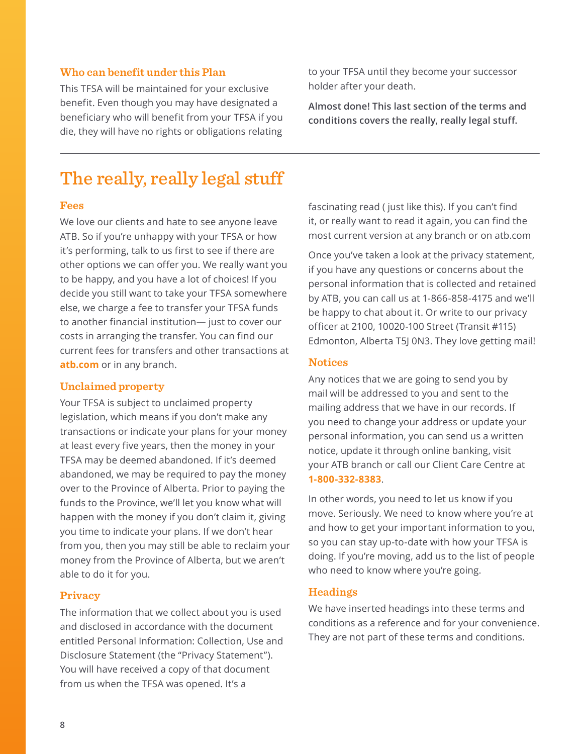### Who can benefit under this Plan

This TFSA will be maintained for your exclusive benefit. Even though you may have designated a beneficiary who will benefit from your TFSA if you die, they will have no rights or obligations relating to your TFSA until they become your successor holder after your death.

**Almost done! This last section of the terms and conditions covers the really, really legal stuff.**

## The really, really legal stuff

### Fees

We love our clients and hate to see anyone leave ATB. So if you're unhappy with your TFSA or how it's performing, talk to us first to see if there are other options we can offer you. We really want you to be happy, and you have a lot of choices! If you decide you still want to take your TFSA somewhere else, we charge a fee to transfer your TFSA funds to another financial institution— just to cover our costs in arranging the transfer. You can find our current fees for transfers and other transactions at **atb.com** or in any branch.

### Unclaimed property

Your TFSA is subject to unclaimed property legislation, which means if you don't make any transactions or indicate your plans for your money at least every five years, then the money in your TFSA may be deemed abandoned. If it's deemed abandoned, we may be required to pay the money over to the Province of Alberta. Prior to paying the funds to the Province, we'll let you know what will happen with the money if you don't claim it, giving you time to indicate your plans. If we don't hear from you, then you may still be able to reclaim your money from the Province of Alberta, but we aren't able to do it for you.

### Privacy

The information that we collect about you is used and disclosed in accordance with the document entitled Personal Information: Collection, Use and Disclosure Statement (the "Privacy Statement"). You will have received a copy of that document from us when the TFSA was opened. It's a fascinating read ( just like this). If you can't find it, or really want to read it again, you can find the most current version at any branch or on atb.com

Once you've taken a look at the privacy statement, if you have any questions or concerns about the personal information that is collected and retained by ATB, you can call us at 1-866-858-4175 and we'll be happy to chat about it. Or write to our privacy officer at 2100, 10020-100 Street (Transit #115) Edmonton, Alberta T5J 0N3. They love getting mail!

### Notices

Any notices that we are going to send you by mail will be addressed to you and sent to the mailing address that we have in our records. If you need to change your address or update your personal information, you can send us a written notice, update it through online banking, visit your ATB branch or call our Client Care Centre at **1-800-332-8383**.

In other words, you need to let us know if you move. Seriously. We need to know where you're at and how to get your important information to you, so you can stay up-to-date with how your TFSA is doing. If you're moving, add us to the list of people who need to know where you're going.

### Headings

We have inserted headings into these terms and conditions as a reference and for your convenience. They are not part of these terms and conditions.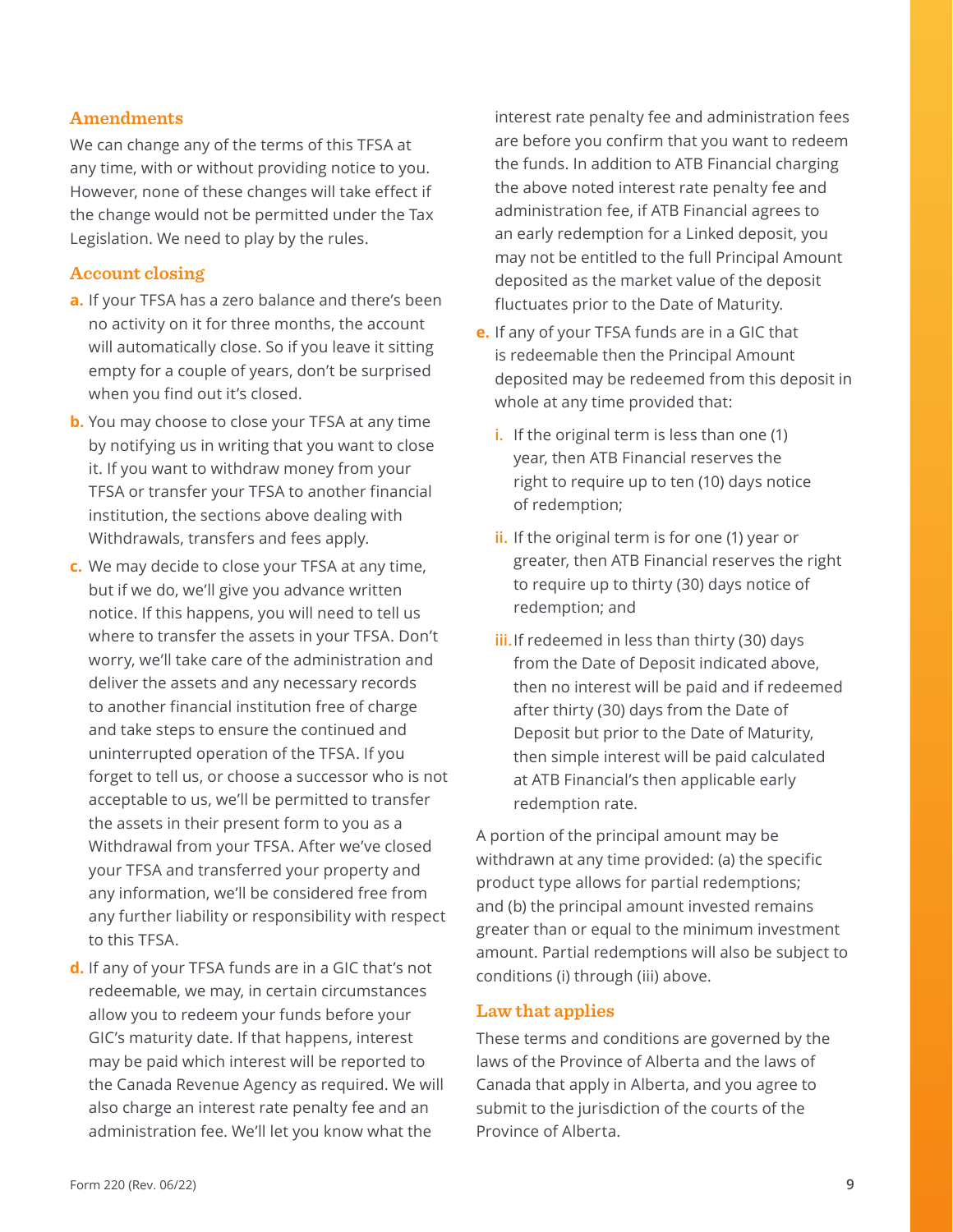## Amendments

We can change any of the terms of this TFSA at any time, with or without providing notice to you. However, none of these changes will take effect if the change would not be permitted under the Tax Legislation. We need to play by the rules.

## Account closing

**a.** If your TFSA has a zero balance and there's been no activity on it for three months, the account will automatically close. So if you leave it sitting empty for a couple of years, don't be surprised when you find out it's closed.

**b.** You may choose to close your TFSA at any time by notifying us in writing that you want to close it. If you want to withdraw money from your TFSA or transfer your TFSA to another financial institution, the sections above dealing with Withdrawals, transfers and fees apply.

**c.** We may decide to close your TFSA at any time, but if we do, we'll give you advance written notice. If this happens, you will need to tell us where to transfer the assets in your TFSA. Don't worry, we'll take care of the administration and deliver the assets and any necessary records to another financial institution free of charge and take steps to ensure the continued and uninterrupted operation of the TFSA. If you forget to tell us, or choose a successor who is not acceptable to us, we'll be permitted to transfer the assets in their present form to you as a Withdrawal from your TFSA. After we've closed your TFSA and transferred your property and any information, we'll be considered free from any further liability or responsibility with respect to this TFSA.

**d.** If any of your TFSA funds are in a GIC that's not redeemable, we may, in certain circumstances allow you to redeem your funds before your GIC's maturity date. If that happens, interest may be paid which interest will be reported to the Canada Revenue Agency as required. We will also charge an interest rate penalty fee and an administration fee. We'll let you know what the interest rate penalty fee and administration fees are before you confirm that you want to redeem the funds. In addition to ATB Financial charging the above noted interest rate penalty fee and administration fee, if ATB Financial agrees to an early redemption for a Linked deposit, you may not be entitled to the full Principal Amount deposited as the market value of the deposit fluctuates prior to the Date of Maturity.

**e.** If any of your TFSA funds are in a GIC that is redeemable then the Principal Amount deposited may be redeemed from this deposit in whole at any time provided that:

- **i.** If the original term is less than one (1) year, then ATB Financial reserves the right to require up to ten (10) days notice of redemption;
- **ii.** If the original term is for one (1) year or greater, then ATB Financial reserves the right to require up to thirty (30) days notice of redemption; and
- **iii.** If redeemed in less than thirty (30) days from the Date of Deposit indicated above, then no interest will be paid and if redeemed after thirty (30) days from the Date of Deposit but prior to the Date of Maturity, then simple interest will be paid calculated at ATB Financial's then applicable early redemption rate.

A portion of the principal amount may be withdrawn at any time provided: (a) the specific product type allows for partial redemptions; and (b) the principal amount invested remains greater than or equal to the minimum investment amount. Partial redemptions will also be subject to conditions (i) through (iii) above.

## Law that applies

These terms and conditions are governed by the laws of the Province of Alberta and the laws of Canada that apply in Alberta, and you agree to submit to the jurisdiction of the courts of the Province of Alberta.

Form 220 (Rev. 06/22)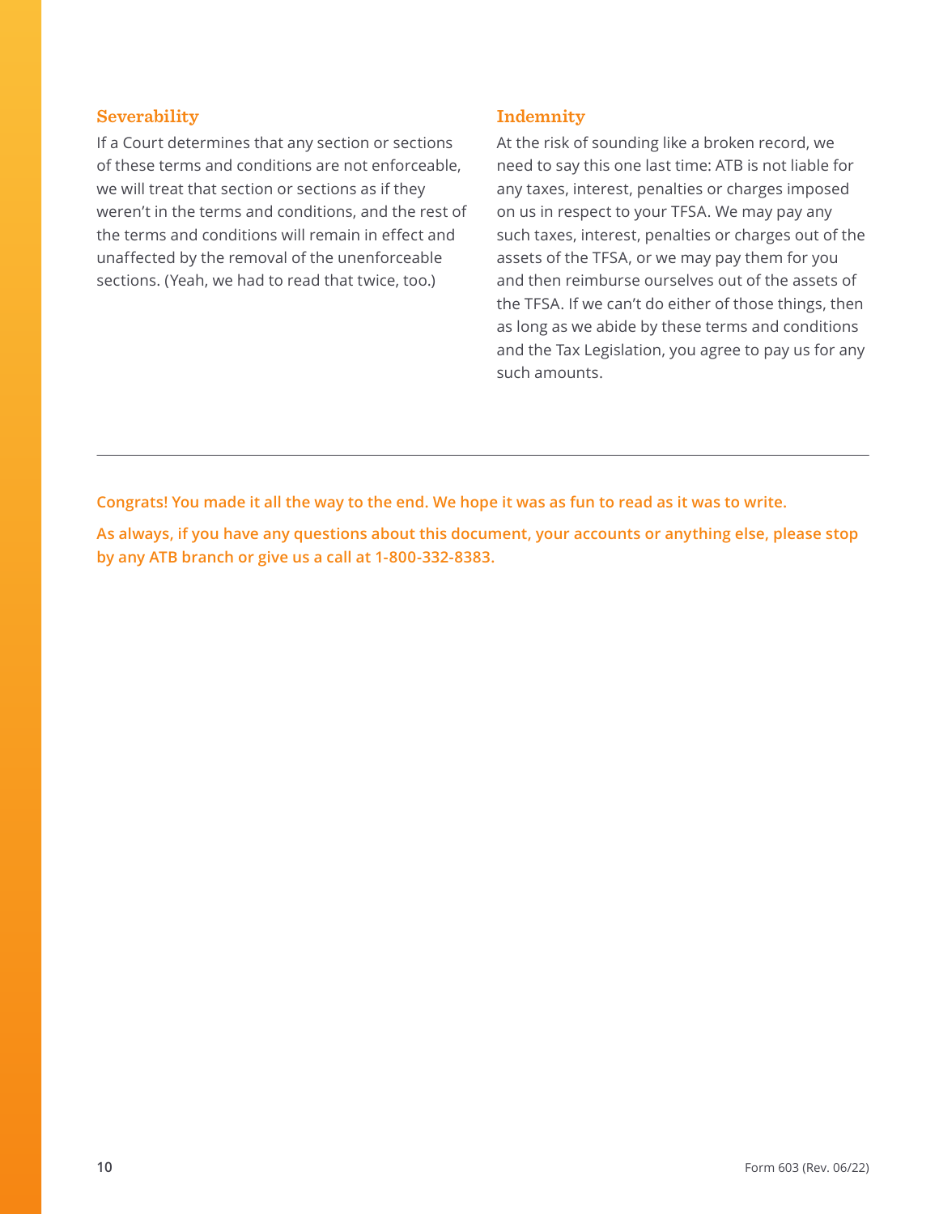## Severability

If a Court determines that any section or sections of these terms and conditions are not enforceable, we will treat that section or sections as if they weren't in the terms and conditions, and the rest of the terms and conditions will remain in effect and unaffected by the removal of the unenforceable sections. (Yeah, we had to read that twice, too.)

## Indemnity

At the risk of sounding like a broken record, we need to say this one last time: ATB is not liable for any taxes, interest, penalties or charges imposed on us in respect to your TFSA. We may pay any such taxes, interest, penalties or charges out of the assets of the TFSA, or we may pay them for you and then reimburse ourselves out of the assets of the TFSA. If we can't do either of those things, then as long as we abide by these terms and conditions and the Tax Legislation, you agree to pay us for any such amounts.

---

**Congrats! You made it all the way to the end. We hope it was as fun to read as it was to write.**

**As always, if you have any questions about this document, your accounts or anything else, please stop by any ATB branch or give us a call at 1-800-332-8383.**

Form 603 (Rev. 06/22)